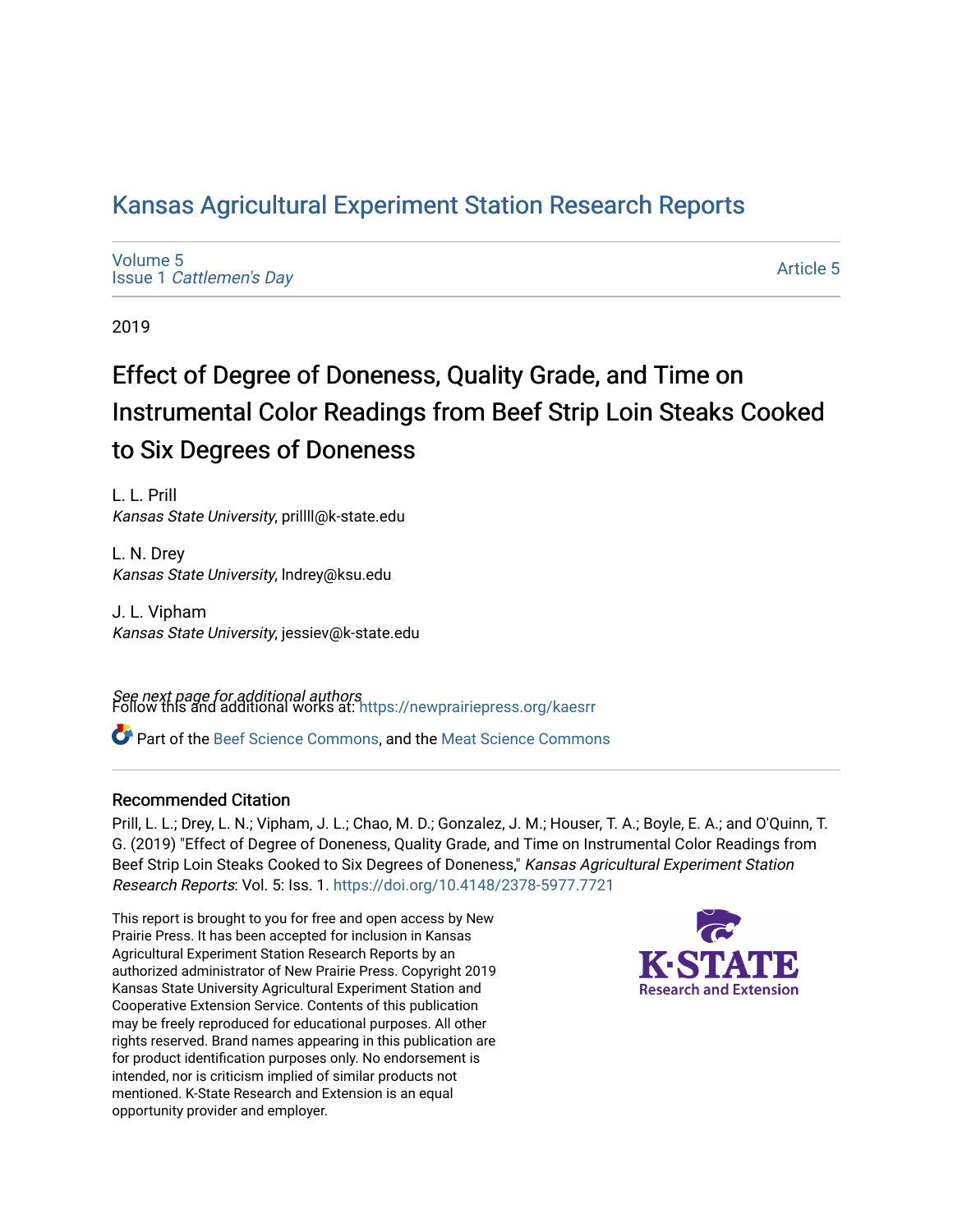# Kansas Agricultural Experiment Station Research Reports

Volume 5
Issue 1 *Cattlemen's Day*

Article 5

2019

## Effect of Degree of Doneness, Quality Grade, and Time on Instrumental Color Readings from Beef Strip Loin Steaks Cooked to Six Degrees of Doneness

L. L. Prill
*Kansas State University*, prillll@k-state.edu

L. N. Drey
*Kansas State University*, lndrey@ksu.edu

J. L. Vipham
*Kansas State University*, jessiev@k-state.edu

*See next page for additional authors*

Follow this and additional works at: https://newprairiepress.org/kaesrr

Part of the Beef Science Commons, and the Meat Science Commons

### Recommended Citation

Prill, L. L.; Drey, L. N.; Vipham, J. L.; Chao, M. D.; Gonzalez, J. M.; Houser, T. A.; Boyle, E. A.; and O'Quinn, T. G. (2019) "Effect of Degree of Doneness, Quality Grade, and Time on Instrumental Color Readings from Beef Strip Loin Steaks Cooked to Six Degrees of Doneness," *Kansas Agricultural Experiment Station Research Reports*: Vol. 5: Iss. 1. https://doi.org/10.4148/2378-5977.7721

This report is brought to you for free and open access by New Prairie Press. It has been accepted for inclusion in Kansas Agricultural Experiment Station Research Reports by an authorized administrator of New Prairie Press. Copyright 2019 Kansas State University Agricultural Experiment Station and Cooperative Extension Service. Contents of this publication may be freely reproduced for educational purposes. All other rights reserved. Brand names appearing in this publication are for product identification purposes only. No endorsement is intended, nor is criticism implied of similar products not mentioned. K-State Research and Extension is an equal opportunity provider and employer.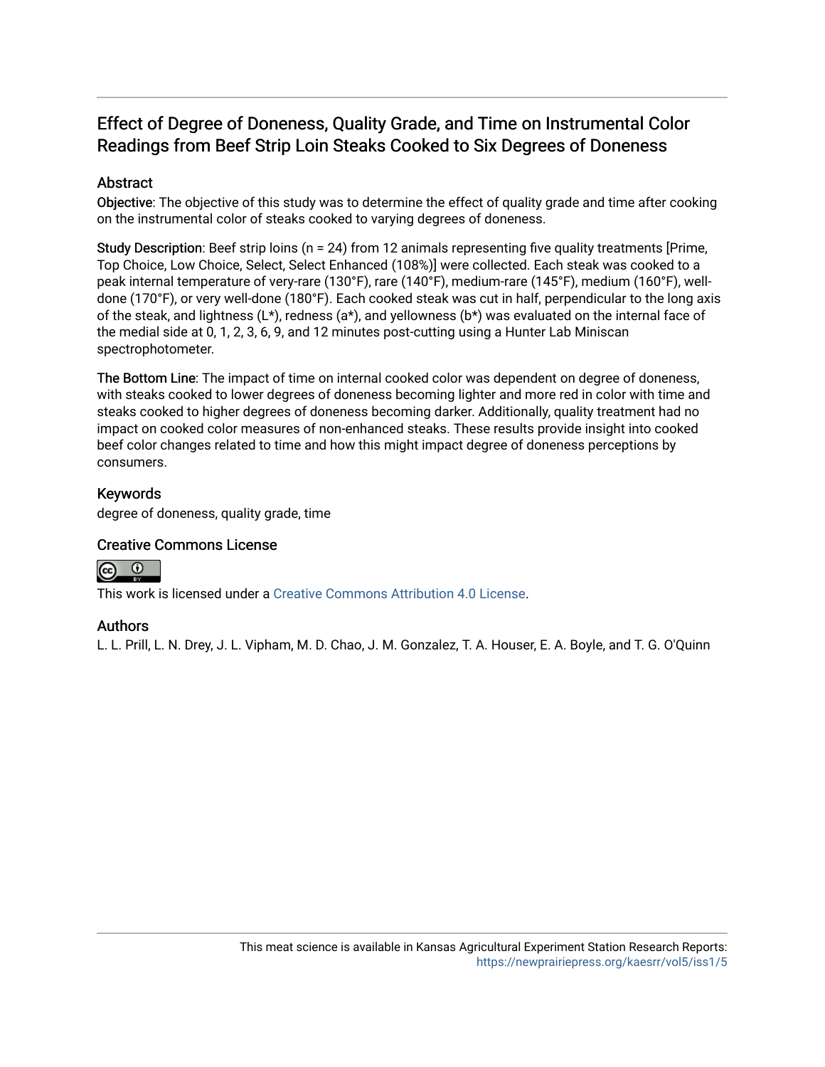# Effect of Degree of Doneness, Quality Grade, and Time on Instrumental Color Readings from Beef Strip Loin Steaks Cooked to Six Degrees of Doneness

## Abstract

Objective: The objective of this study was to determine the effect of quality grade and time after cooking on the instrumental color of steaks cooked to varying degrees of doneness.

Study Description: Beef strip loins (n = 24) from 12 animals representing five quality treatments [Prime, Top Choice, Low Choice, Select, Select Enhanced (108%)] were collected. Each steak was cooked to a peak internal temperature of very-rare (130°F), rare (140°F), medium-rare (145°F), medium (160°F), well-done (170°F), or very well-done (180°F). Each cooked steak was cut in half, perpendicular to the long axis of the steak, and lightness (L*), redness (a*), and yellowness (b*) was evaluated on the internal face of the medial side at 0, 1, 2, 3, 6, 9, and 12 minutes post-cutting using a Hunter Lab Miniscan spectrophotometer.

The Bottom Line: The impact of time on internal cooked color was dependent on degree of doneness, with steaks cooked to lower degrees of doneness becoming lighter and more red in color with time and steaks cooked to higher degrees of doneness becoming darker. Additionally, quality treatment had no impact on cooked color measures of non-enhanced steaks. These results provide insight into cooked beef color changes related to time and how this might impact degree of doneness perceptions by consumers.

## Keywords

degree of doneness, quality grade, time

## Creative Commons License

This work is licensed under a Creative Commons Attribution 4.0 License.

## Authors

L. L. Prill, L. N. Drey, J. L. Vipham, M. D. Chao, J. M. Gonzalez, T. A. Houser, E. A. Boyle, and T. G. O'Quinn

This meat science is available in Kansas Agricultural Experiment Station Research Reports: https://newprairiepress.org/kaesrr/vol5/iss1/5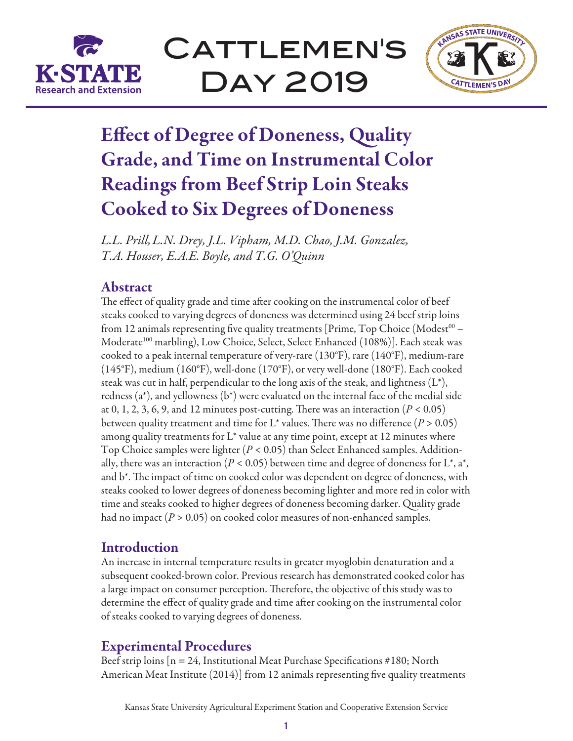# Effect of Degree of Doneness, Quality Grade, and Time on Instrumental Color Readings from Beef Strip Loin Steaks Cooked to Six Degrees of Doneness

*L.L. Prill, L.N. Drey, J.L. Vipham, M.D. Chao, J.M. Gonzalez, T.A. Houser, E.A.E. Boyle, and T.G. O'Quinn*

## Abstract

The effect of quality grade and time after cooking on the instrumental color of beef steaks cooked to varying degrees of doneness was determined using 24 beef strip loins from 12 animals representing five quality treatments [Prime, Top Choice (Modest$^{00}$ – Moderate$^{100}$ marbling), Low Choice, Select, Select Enhanced (108%)]. Each steak was cooked to a peak internal temperature of very-rare (130°F), rare (140°F), medium-rare (145°F), medium (160°F), well-done (170°F), or very well-done (180°F). Each cooked steak was cut in half, perpendicular to the long axis of the steak, and lightness (L*), redness (a*), and yellowness (b*) were evaluated on the internal face of the medial side at 0, 1, 2, 3, 6, 9, and 12 minutes post-cutting. There was an interaction ($P < 0.05$) between quality treatment and time for L* values. There was no difference ($P > 0.05$) among quality treatments for L* value at any time point, except at 12 minutes where Top Choice samples were lighter ($P < 0.05$) than Select Enhanced samples. Additionally, there was an interaction ($P < 0.05$) between time and degree of doneness for L*, a*, and b*. The impact of time on cooked color was dependent on degree of doneness, with steaks cooked to lower degrees of doneness becoming lighter and more red in color with time and steaks cooked to higher degrees of doneness becoming darker. Quality grade had no impact ($P > 0.05$) on cooked color measures of non-enhanced samples.

## Introduction

An increase in internal temperature results in greater myoglobin denaturation and a subsequent cooked-brown color. Previous research has demonstrated cooked color has a large impact on consumer perception. Therefore, the objective of this study was to determine the effect of quality grade and time after cooking on the instrumental color of steaks cooked to varying degrees of doneness.

## Experimental Procedures

Beef strip loins [n = 24, Institutional Meat Purchase Specifications #180; North American Meat Institute (2014)] from 12 animals representing five quality treatments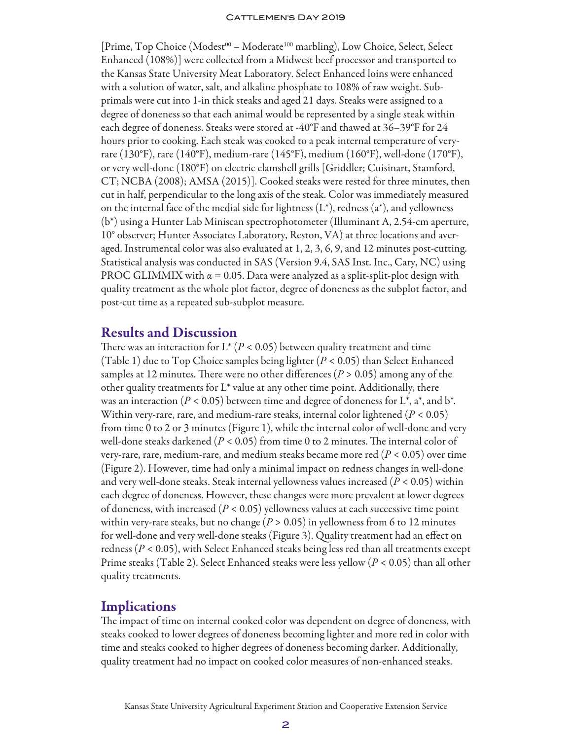[Prime, Top Choice (Modest[00] – Moderate[100] marbling), Low Choice, Select, Select Enhanced (108%)] were collected from a Midwest beef processor and transported to the Kansas State University Meat Laboratory. Select Enhanced loins were enhanced with a solution of water, salt, and alkaline phosphate to 108% of raw weight. Subprimals were cut into 1-in thick steaks and aged 21 days. Steaks were assigned to a degree of doneness so that each animal would be represented by a single steak within each degree of doneness. Steaks were stored at -40°F and thawed at 36–39°F for 24 hours prior to cooking. Each steak was cooked to a peak internal temperature of very-rare (130°F), rare (140°F), medium-rare (145°F), medium (160°F), well-done (170°F), or very well-done (180°F) on electric clamshell grills [Griddler; Cuisinart, Stamford, CT; NCBA (2008); AMSA (2015)]. Cooked steaks were rested for three minutes, then cut in half, perpendicular to the long axis of the steak. Color was immediately measured on the internal face of the medial side for lightness ($L^*$), redness ($a^*$), and yellowness ($b^*$) using a Hunter Lab Miniscan spectrophotometer (Illuminant A, 2.54-cm aperture, 10° observer; Hunter Associates Laboratory, Reston, VA) at three locations and averaged. Instrumental color was also evaluated at 1, 2, 3, 6, 9, and 12 minutes post-cutting. Statistical analysis was conducted in SAS (Version 9.4, SAS Inst. Inc., Cary, NC) using PROC GLIMMIX with $\alpha = 0.05$. Data were analyzed as a split-split-plot design with quality treatment as the whole plot factor, degree of doneness as the subplot factor, and post-cut time as a repeated sub-subplot measure.

## Results and Discussion

There was an interaction for $L^*$ ($P < 0.05$) between quality treatment and time (Table 1) due to Top Choice samples being lighter ($P < 0.05$) than Select Enhanced samples at 12 minutes. There were no other differences ($P > 0.05$) among any of the other quality treatments for $L^*$ value at any other time point. Additionally, there was an interaction ($P < 0.05$) between time and degree of doneness for $L^*$, $a^*$, and $b^*$. Within very-rare, rare, and medium-rare steaks, internal color lightened ($P < 0.05$) from time 0 to 2 or 3 minutes (Figure 1), while the internal color of well-done and very well-done steaks darkened ($P < 0.05$) from time 0 to 2 minutes. The internal color of very-rare, rare, medium-rare, and medium steaks became more red ($P < 0.05$) over time (Figure 2). However, time had only a minimal impact on redness changes in well-done and very well-done steaks. Steak internal yellowness values increased ($P < 0.05$) within each degree of doneness. However, these changes were more prevalent at lower degrees of doneness, with increased ($P < 0.05$) yellowness values at each successive time point within very-rare steaks, but no change ($P > 0.05$) in yellowness from 6 to 12 minutes for well-done and very well-done steaks (Figure 3). Quality treatment had an effect on redness ($P < 0.05$), with Select Enhanced steaks being less red than all treatments except Prime steaks (Table 2). Select Enhanced steaks were less yellow ($P < 0.05$) than all other quality treatments.

## Implications

The impact of time on internal cooked color was dependent on degree of doneness, with steaks cooked to lower degrees of doneness becoming lighter and more red in color with time and steaks cooked to higher degrees of doneness becoming darker. Additionally, quality treatment had no impact on cooked color measures of non-enhanced steaks.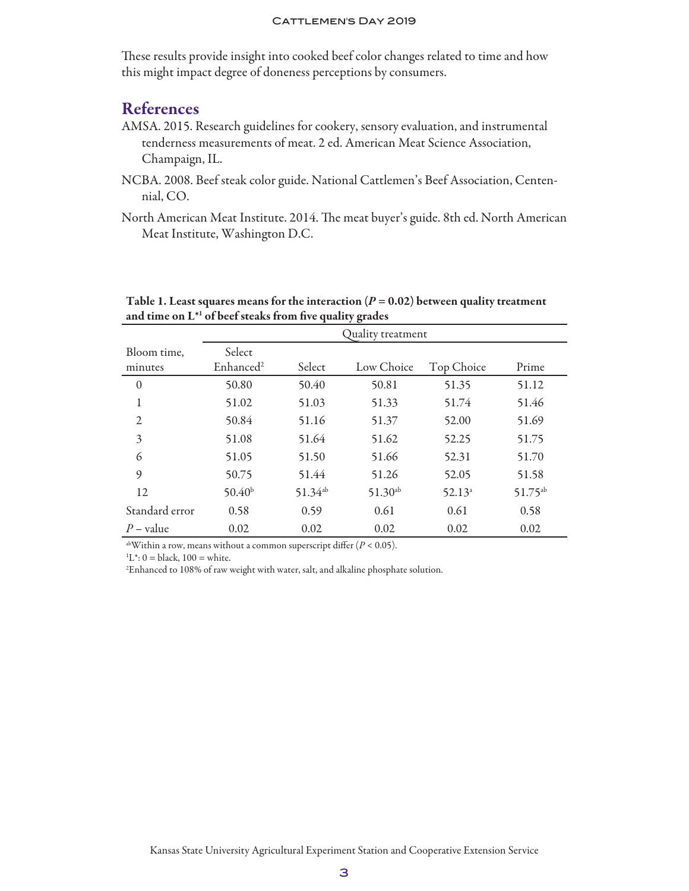These results provide insight into cooked beef color changes related to time and how this might impact degree of doneness perceptions by consumers.

## References

AMSA. 2015. Research guidelines for cookery, sensory evaluation, and instrumental tenderness measurements of meat. 2 ed. American Meat Science Association, Champaign, IL.

NCBA. 2008. Beef steak color guide. National Cattlemen's Beef Association, Centennial, CO.

North American Meat Institute. 2014. The meat buyer's guide. 8th ed. North American Meat Institute, Washington D.C.

**Table 1. Least squares means for the interaction ($P = 0.02$) between quality treatment and time on L*[1] of beef steaks from five quality grades**

| | Quality treatment | | | | |
|---|---|---|---|---|---|
| Bloom time, minutes | Select Enhanced[2] | Select | Low Choice | Top Choice | Prime |
| 0 | 50.80 | 50.40 | 50.81 | 51.35 | 51.12 |
| 1 | 51.02 | 51.03 | 51.33 | 51.74 | 51.46 |
| 2 | 50.84 | 51.16 | 51.37 | 52.00 | 51.69 |
| 3 | 51.08 | 51.64 | 51.62 | 52.25 | 51.75 |
| 6 | 51.05 | 51.50 | 51.66 | 52.31 | 51.70 |
| 9 | 50.75 | 51.44 | 51.26 | 52.05 | 51.58 |
| 12 | 50.40[b] | 51.34[ab] | 51.30[ab] | 52.13[a] | 51.75[ab] |
| Standard error | 0.58 | 0.59 | 0.61 | 0.61 | 0.58 |
| $P$ – value | 0.02 | 0.02 | 0.02 | 0.02 | 0.02 |

[ab]Within a row, means without a common superscript differ ($P < 0.05$).

[1]L*: 0 = black, 100 = white.

[2]Enhanced to 108% of raw weight with water, salt, and alkaline phosphate solution.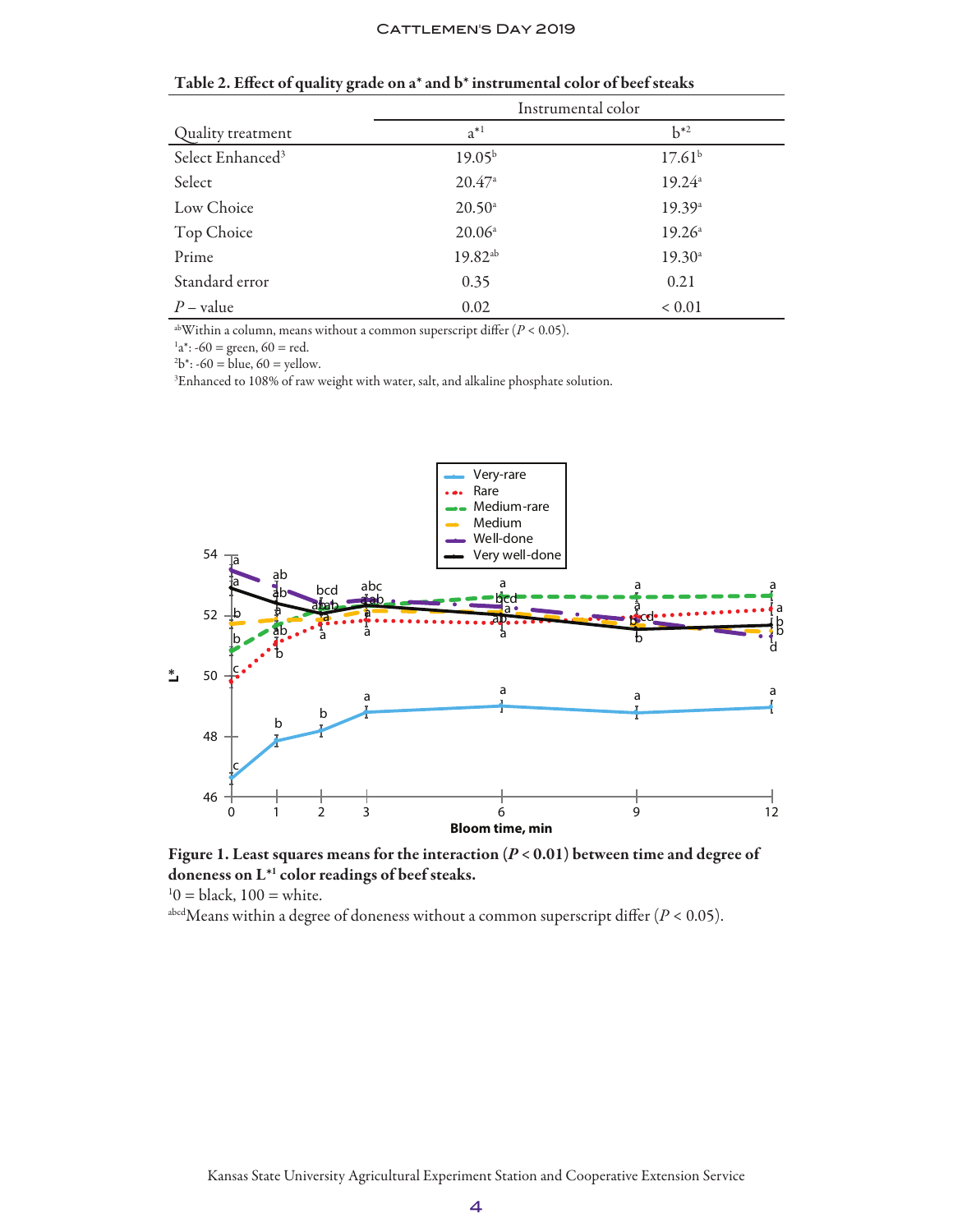**Table 2. Effect of quality grade on a* and b* instrumental color of beef steaks**

| | Instrumental color | |
|---|---|---|
| Quality treatment | a*[1] | b*[2] |
| Select Enhanced[3] | 19.05[b] | 17.61[b] |
| Select | 20.47[a] | 19.24[a] |
| Low Choice | 20.50[a] | 19.39[a] |
| Top Choice | 20.06[a] | 19.26[a] |
| Prime | 19.82[ab] | 19.30[a] |
| Standard error | 0.35 | 0.21 |
| *P* – value | 0.02 | < 0.01 |

[ab]Within a column, means without a common superscript differ ($P < 0.05$).
[1]a*: -60 = green, 60 = red.
[2]b*: -60 = blue, 60 = yellow.
[3]Enhanced to 108% of raw weight with water, salt, and alkaline phosphate solution.

**Figure 1. Least squares means for the interaction ($P < 0.01$) between time and degree of doneness on L*[1] color readings of beef steaks.**
[1]0 = black, 100 = white.
[abcd]Means within a degree of doneness without a common superscript differ ($P < 0.05$).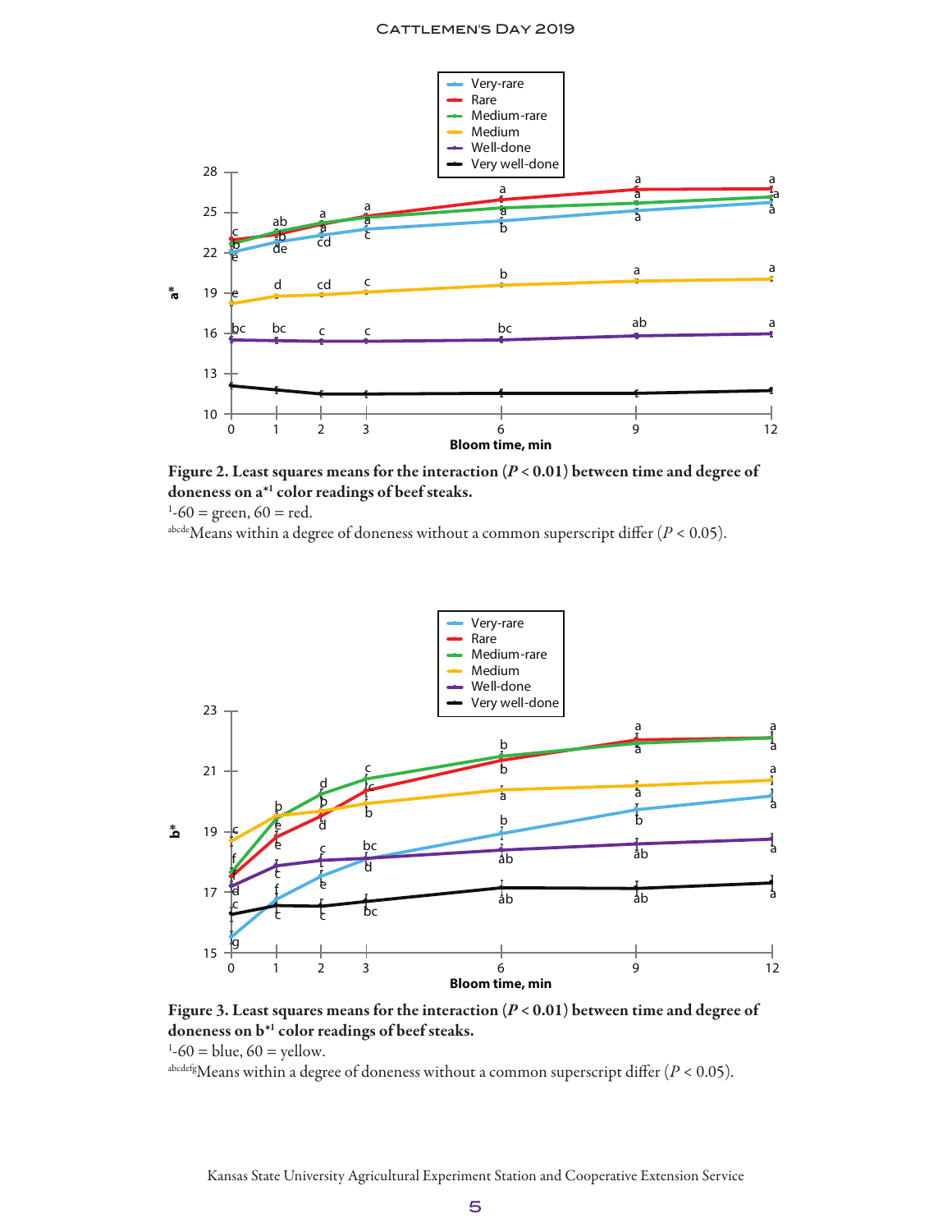Very-rare
Rare
Medium-rare
Medium
Well-done
Very well-done

a*

28
25
22
19
16
13
10

0 1 2 3 6 9 12

Bloom time, min

**Figure 2. Least squares means for the interaction ($P < 0.01$) between time and degree of doneness on a*[1] color readings of beef steaks.**

[1]-60 = green, 60 = red.

[abcde]Means within a degree of doneness without a common superscript differ ($P < 0.05$).

Very-rare
Rare
Medium-rare
Medium
Well-done
Very well-done

b*

23
21
19
17
15

0 1 2 3 6 9 12

Bloom time, min

**Figure 3. Least squares means for the interaction ($P < 0.01$) between time and degree of doneness on b*[1] color readings of beef steaks.**

[1]-60 = blue, 60 = yellow.

[abcdefg]Means within a degree of doneness without a common superscript differ ($P < 0.05$).